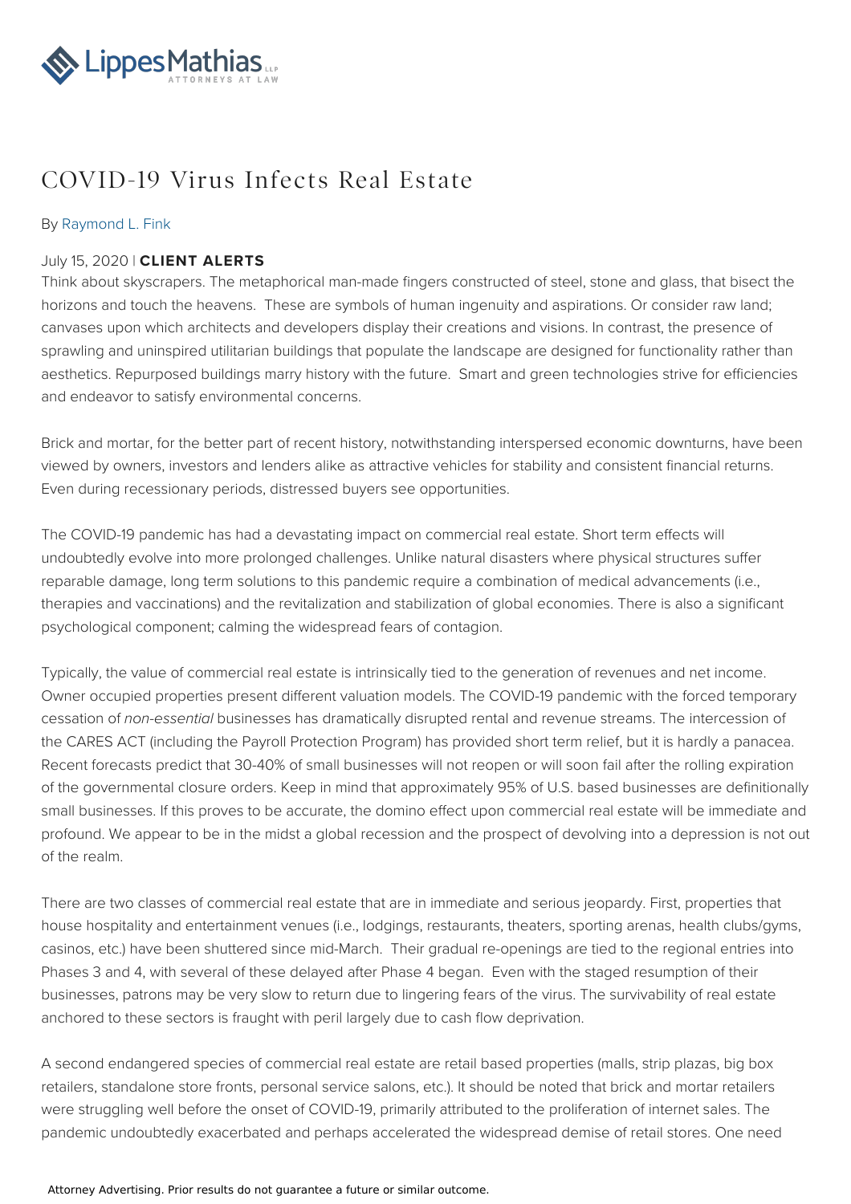# COVID-19 Virus Infects Real Estate

By Raymond L. Fink

July 15, 2020 | **CLIENT ALERTS**

Think about skyscrapers. The metaphorical man-made fingers constructed of steel, stone and glass, that bisect the horizons and touch the heavens. These are symbols of human ingenuity and aspirations. Or consider raw land; canvases upon which architects and developers display their creations and visions. In contrast, the presence of sprawling and uninspired utilitarian buildings that populate the landscape are designed for functionality rather than aesthetics. Repurposed buildings marry history with the future. Smart and green technologies strive for efficiencies and endeavor to satisfy environmental concerns.

Brick and mortar, for the better part of recent history, notwithstanding interspersed economic downturns, have been viewed by owners, investors and lenders alike as attractive vehicles for stability and consistent financial returns. Even during recessionary periods, distressed buyers see opportunities.

The COVID-19 pandemic has had a devastating impact on commercial real estate. Short term effects will undoubtedly evolve into more prolonged challenges. Unlike natural disasters where physical structures suffer reparable damage, long term solutions to this pandemic require a combination of medical advancements (i.e., therapies and vaccinations) and the revitalization and stabilization of global economies. There is also a significant psychological component; calming the widespread fears of contagion.

Typically, the value of commercial real estate is intrinsically tied to the generation of revenues and net income. Owner occupied properties present different valuation models. The COVID-19 pandemic with the forced temporary cessation of *non-essential* businesses has dramatically disrupted rental and revenue streams. The intercession of the CARES ACT (including the Payroll Protection Program) has provided short term relief, but it is hardly a panacea. Recent forecasts predict that 30-40% of small businesses will not reopen or will soon fail after the rolling expiration of the governmental closure orders. Keep in mind that approximately 95% of U.S. based businesses are definitionally small businesses. If this proves to be accurate, the domino effect upon commercial real estate will be immediate and profound. We appear to be in the midst a global recession and the prospect of devolving into a depression is not out of the realm.

There are two classes of commercial real estate that are in immediate and serious jeopardy. First, properties that house hospitality and entertainment venues (i.e., lodgings, restaurants, theaters, sporting arenas, health clubs/gyms, casinos, etc.) have been shuttered since mid-March. Their gradual re-openings are tied to the regional entries into Phases 3 and 4, with several of these delayed after Phase 4 began. Even with the staged resumption of their businesses, patrons may be very slow to return due to lingering fears of the virus. The survivability of real estate anchored to these sectors is fraught with peril largely due to cash flow deprivation.

A second endangered species of commercial real estate are retail based properties (malls, strip plazas, big box retailers, standalone store fronts, personal service salons, etc.). It should be noted that brick and mortar retailers were struggling well before the onset of COVID-19, primarily attributed to the proliferation of internet sales. The pandemic undoubtedly exacerbated and perhaps accelerated the widespread demise of retail stores. One need

Attorney Advertising. Prior results do not guarantee a future or similar outcome.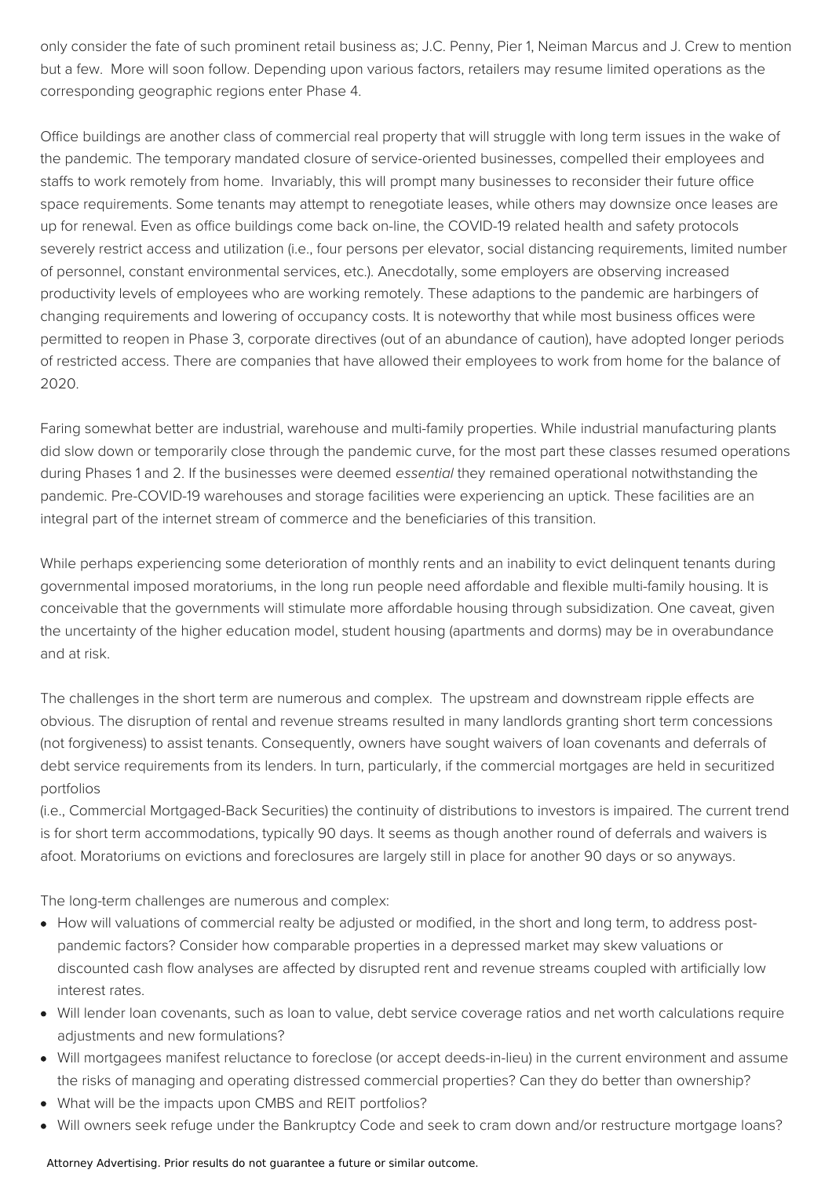only consider the fate of such prominent retail business as; J.C. Penny, Pier 1, Neiman Marcus and J. Crew to mention but a few. More will soon follow. Depending upon various factors, retailers may resume limited operations as the corresponding geographic regions enter Phase 4.

Office buildings are another class of commercial real property that will struggle with long term issues in the wake of the pandemic. The temporary mandated closure of service-oriented businesses, compelled their employees and staffs to work remotely from home. Invariably, this will prompt many businesses to reconsider their future office space requirements. Some tenants may attempt to renegotiate leases, while others may downsize once leases are up for renewal. Even as office buildings come back on-line, the COVID-19 related health and safety protocols severely restrict access and utilization (i.e., four persons per elevator, social distancing requirements, limited number of personnel, constant environmental services, etc.). Anecdotally, some employers are observing increased productivity levels of employees who are working remotely. These adaptions to the pandemic are harbingers of changing requirements and lowering of occupancy costs. It is noteworthy that while most business offices were permitted to reopen in Phase 3, corporate directives (out of an abundance of caution), have adopted longer periods of restricted access. There are companies that have allowed their employees to work from home for the balance of 2020.

Faring somewhat better are industrial, warehouse and multi-family properties. While industrial manufacturing plants did slow down or temporarily close through the pandemic curve, for the most part these classes resumed operations during Phases 1 and 2. If the businesses were deemed *essential* they remained operational notwithstanding the pandemic. Pre-COVID-19 warehouses and storage facilities were experiencing an uptick. These facilities are an integral part of the internet stream of commerce and the beneficiaries of this transition.

While perhaps experiencing some deterioration of monthly rents and an inability to evict delinquent tenants during governmental imposed moratoriums, in the long run people need affordable and flexible multi-family housing. It is conceivable that the governments will stimulate more affordable housing through subsidization. One caveat, given the uncertainty of the higher education model, student housing (apartments and dorms) may be in overabundance and at risk.

The challenges in the short term are numerous and complex. The upstream and downstream ripple effects are obvious. The disruption of rental and revenue streams resulted in many landlords granting short term concessions (not forgiveness) to assist tenants. Consequently, owners have sought waivers of loan covenants and deferrals of debt service requirements from its lenders. In turn, particularly, if the commercial mortgages are held in securitized portfolios
(i.e., Commercial Mortgaged-Back Securities) the continuity of distributions to investors is impaired. The current trend is for short term accommodations, typically 90 days. It seems as though another round of deferrals and waivers is afoot. Moratoriums on evictions and foreclosures are largely still in place for another 90 days or so anyways.

The long-term challenges are numerous and complex:

- How will valuations of commercial realty be adjusted or modified, in the short and long term, to address post-pandemic factors? Consider how comparable properties in a depressed market may skew valuations or discounted cash flow analyses are affected by disrupted rent and revenue streams coupled with artificially low interest rates.
- Will lender loan covenants, such as loan to value, debt service coverage ratios and net worth calculations require adjustments and new formulations?
- Will mortgagees manifest reluctance to foreclose (or accept deeds-in-lieu) in the current environment and assume the risks of managing and operating distressed commercial properties? Can they do better than ownership?
- What will be the impacts upon CMBS and REIT portfolios?
- Will owners seek refuge under the Bankruptcy Code and seek to cram down and/or restructure mortgage loans?

Attorney Advertising. Prior results do not guarantee a future or similar outcome.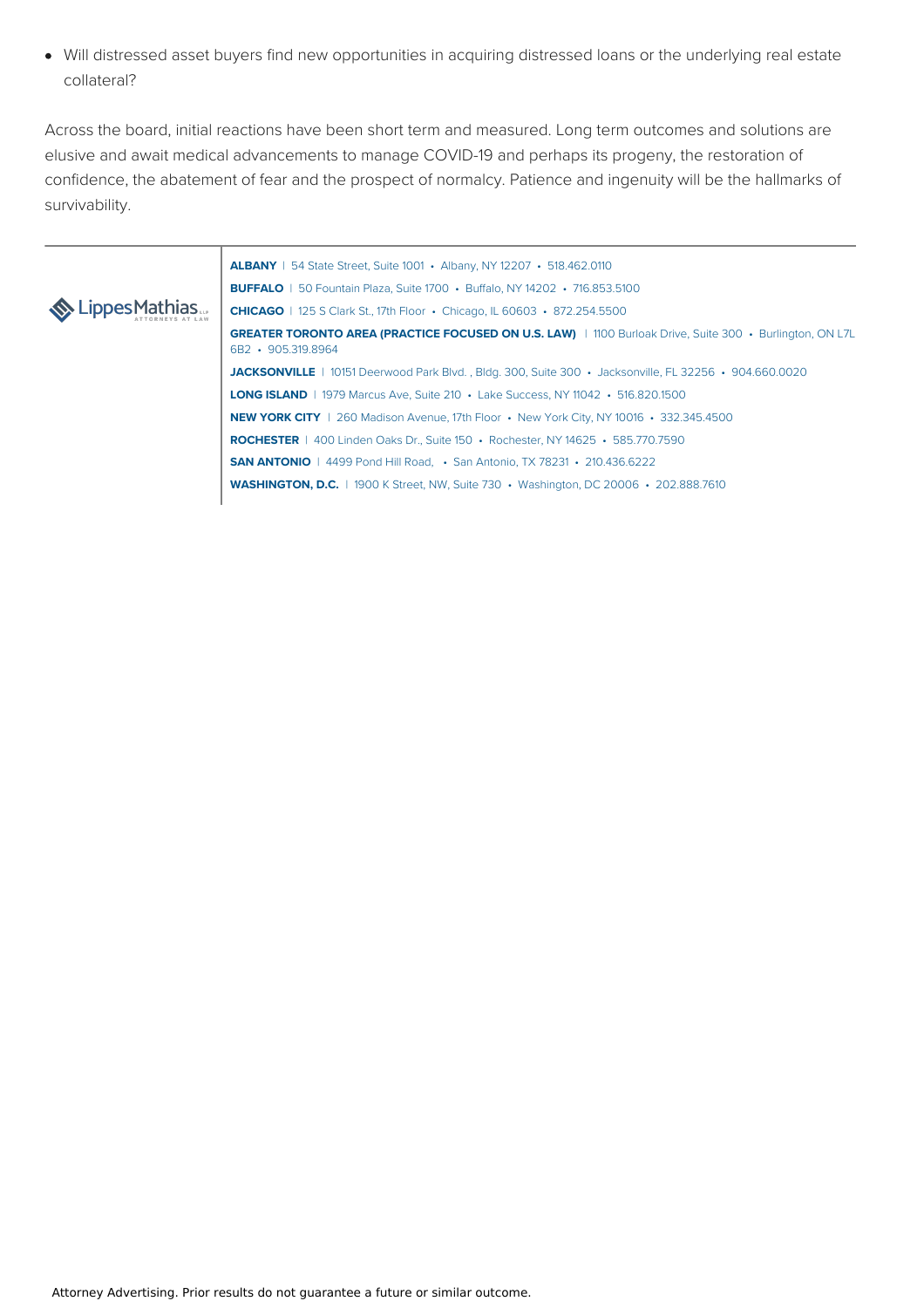- Will distressed asset buyers find new opportunities in acquiring distressed loans or the underlying real estate collateral?

Across the board, initial reactions have been short term and measured. Long term outcomes and solutions are elusive and await medical advancements to manage COVID-19 and perhaps its progeny, the restoration of confidence, the abatement of fear and the prospect of normalcy. Patience and ingenuity will be the hallmarks of survivability.

LippesMathias LLP
ATTORNEYS AT LAW

**ALBANY** | 54 State Street, Suite 1001 • Albany, NY 12207 • 518.462.0110

**BUFFALO** | 50 Fountain Plaza, Suite 1700 • Buffalo, NY 14202 • 716.853.5100

**CHICAGO** | 125 S Clark St., 17th Floor • Chicago, IL 60603 • 872.254.5500

**GREATER TORONTO AREA (PRACTICE FOCUSED ON U.S. LAW)** | 1100 Burloak Drive, Suite 300 • Burlington, ON L7L 6B2 • 905.319.8964

**JACKSONVILLE** | 10151 Deerwood Park Blvd. , Bldg. 300, Suite 300 • Jacksonville, FL 32256 • 904.660.0020

**LONG ISLAND** | 1979 Marcus Ave, Suite 210 • Lake Success, NY 11042 • 516.820.1500

**NEW YORK CITY** | 260 Madison Avenue, 17th Floor • New York City, NY 10016 • 332.345.4500

**ROCHESTER** | 400 Linden Oaks Dr., Suite 150 • Rochester, NY 14625 • 585.770.7590

**SAN ANTONIO** | 4499 Pond Hill Road, • San Antonio, TX 78231 • 210.436.6222

**WASHINGTON, D.C.** | 1900 K Street, NW, Suite 730 • Washington, DC 20006 • 202.888.7610

Attorney Advertising. Prior results do not guarantee a future or similar outcome.